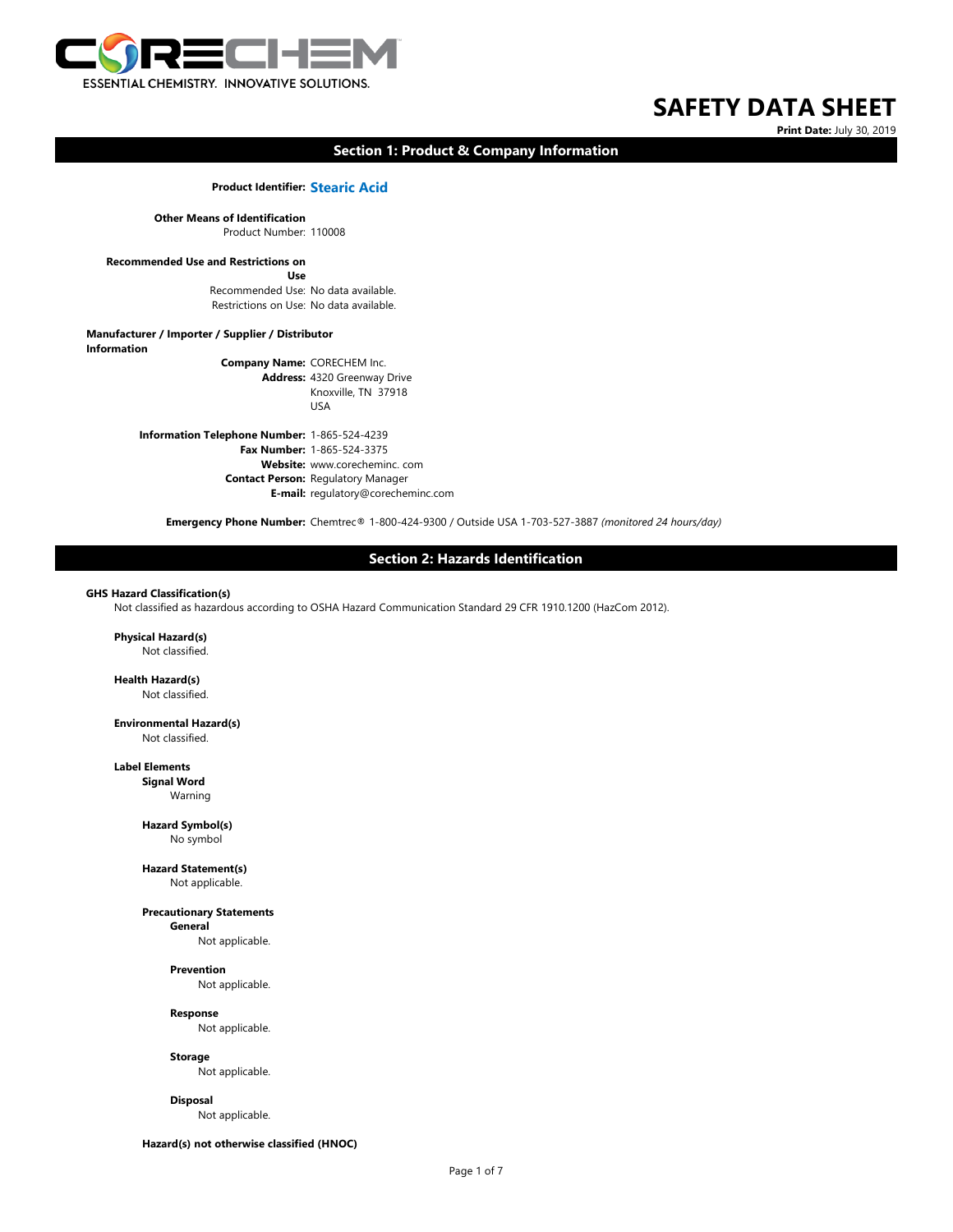CORECHEM

ESSENTIAL CHEMISTRY. INNOVATIVE SOLUTIONS.

# SAFETY DATA SHEET

**Print Date:** July 30, 2019

## Section 1: Product & Company Information

**Product Identifier:** **Stearic Acid**

**Other Means of Identification**
Product Number: 110008

**Recommended Use and Restrictions on Use**
Recommended Use: No data available.
Restrictions on Use: No data available.

**Manufacturer / Importer / Supplier / Distributor Information**

**Company Name:** CORECHEM Inc.
**Address:** 4320 Greenway Drive
Knoxville, TN 37918
USA

**Information Telephone Number:** 1-865-524-4239
**Fax Number:** 1-865-524-3375
**Website:** www.corecheminc. com
**Contact Person:** Regulatory Manager
**E-mail:** regulatory@corecheminc.com

**Emergency Phone Number:** Chemtrec® 1-800-424-9300 / Outside USA 1-703-527-3887 *(monitored 24 hours/day)*

## Section 2: Hazards Identification

**GHS Hazard Classification(s)**
Not classified as hazardous according to OSHA Hazard Communication Standard 29 CFR 1910.1200 (HazCom 2012).

**Physical Hazard(s)**
Not classified.

**Health Hazard(s)**
Not classified.

**Environmental Hazard(s)**
Not classified.

**Label Elements**

**Signal Word**
Warning

**Hazard Symbol(s)**
No symbol

**Hazard Statement(s)**
Not applicable.

**Precautionary Statements**

**General**
Not applicable.

**Prevention**
Not applicable.

**Response**
Not applicable.

**Storage**
Not applicable.

**Disposal**
Not applicable.

**Hazard(s) not otherwise classified (HNOC)**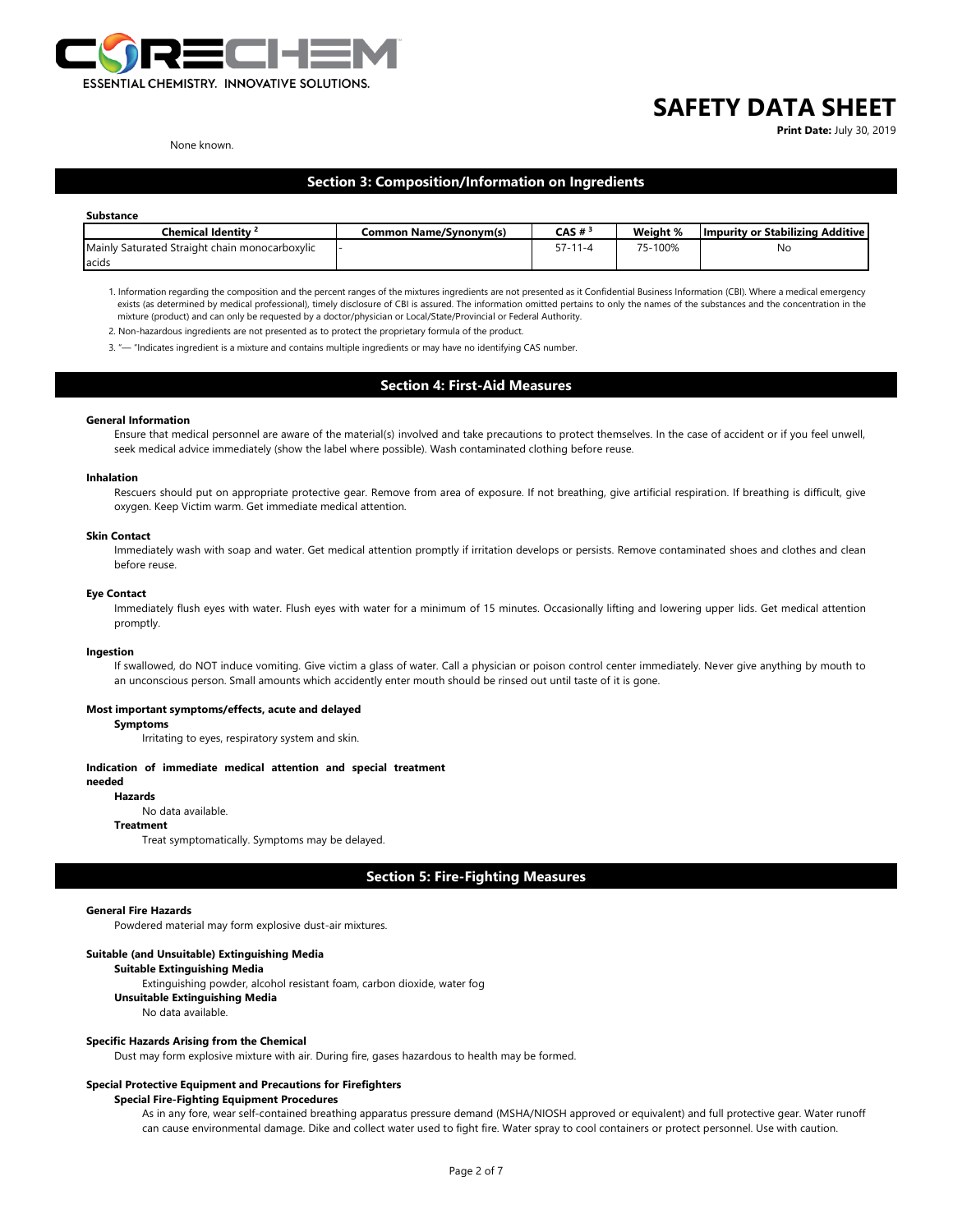None known.

## Section 3: Composition/Information on Ingredients

**Substance**

| Chemical Identity [2] | Common Name/Synonym(s) | CAS # [3] | Weight % | Impurity or Stabilizing Additive |
|---|---|---|---|---|
| Mainly Saturated Straight chain monocarboxylic acids | - | 57-11-4 | 75-100% | No |

1. Information regarding the composition and the percent ranges of the mixtures ingredients are not presented as it Confidential Business Information (CBI). Where a medical emergency exists (as determined by medical professional), timely disclosure of CBI is assured. The information omitted pertains to only the names of the substances and the concentration in the mixture (product) and can only be requested by a doctor/physician or Local/State/Provincial or Federal Authority.
2. Non-hazardous ingredients are not presented as to protect the proprietary formula of the product.
3. "— "Indicates ingredient is a mixture and contains multiple ingredients or may have no identifying CAS number.

## Section 4: First-Aid Measures

**General Information**

Ensure that medical personnel are aware of the material(s) involved and take precautions to protect themselves. In the case of accident or if you feel unwell, seek medical advice immediately (show the label where possible). Wash contaminated clothing before reuse.

**Inhalation**

Rescuers should put on appropriate protective gear. Remove from area of exposure. If not breathing, give artificial respiration. If breathing is difficult, give oxygen. Keep Victim warm. Get immediate medical attention.

**Skin Contact**

Immediately wash with soap and water. Get medical attention promptly if irritation develops or persists. Remove contaminated shoes and clothes and clean before reuse.

**Eye Contact**

Immediately flush eyes with water. Flush eyes with water for a minimum of 15 minutes. Occasionally lifting and lowering upper lids. Get medical attention promptly.

**Ingestion**

If swallowed, do NOT induce vomiting. Give victim a glass of water. Call a physician or poison control center immediately. Never give anything by mouth to an unconscious person. Small amounts which accidently enter mouth should be rinsed out until taste of it is gone.

**Most important symptoms/effects, acute and delayed**

**Symptoms**

Irritating to eyes, respiratory system and skin.

**Indication of immediate medical attention and special treatment needed**

**Hazards**

No data available.

**Treatment**

Treat symptomatically. Symptoms may be delayed.

## Section 5: Fire-Fighting Measures

**General Fire Hazards**

Powdered material may form explosive dust-air mixtures.

**Suitable (and Unsuitable) Extinguishing Media**

**Suitable Extinguishing Media**

Extinguishing powder, alcohol resistant foam, carbon dioxide, water fog

**Unsuitable Extinguishing Media**

No data available.

**Specific Hazards Arising from the Chemical**

Dust may form explosive mixture with air. During fire, gases hazardous to health may be formed.

**Special Protective Equipment and Precautions for Firefighters**

**Special Fire-Fighting Equipment Procedures**

As in any fore, wear self-contained breathing apparatus pressure demand (MSHA/NIOSH approved or equivalent) and full protective gear. Water runoff can cause environmental damage. Dike and collect water used to fight fire. Water spray to cool containers or protect personnel. Use with caution.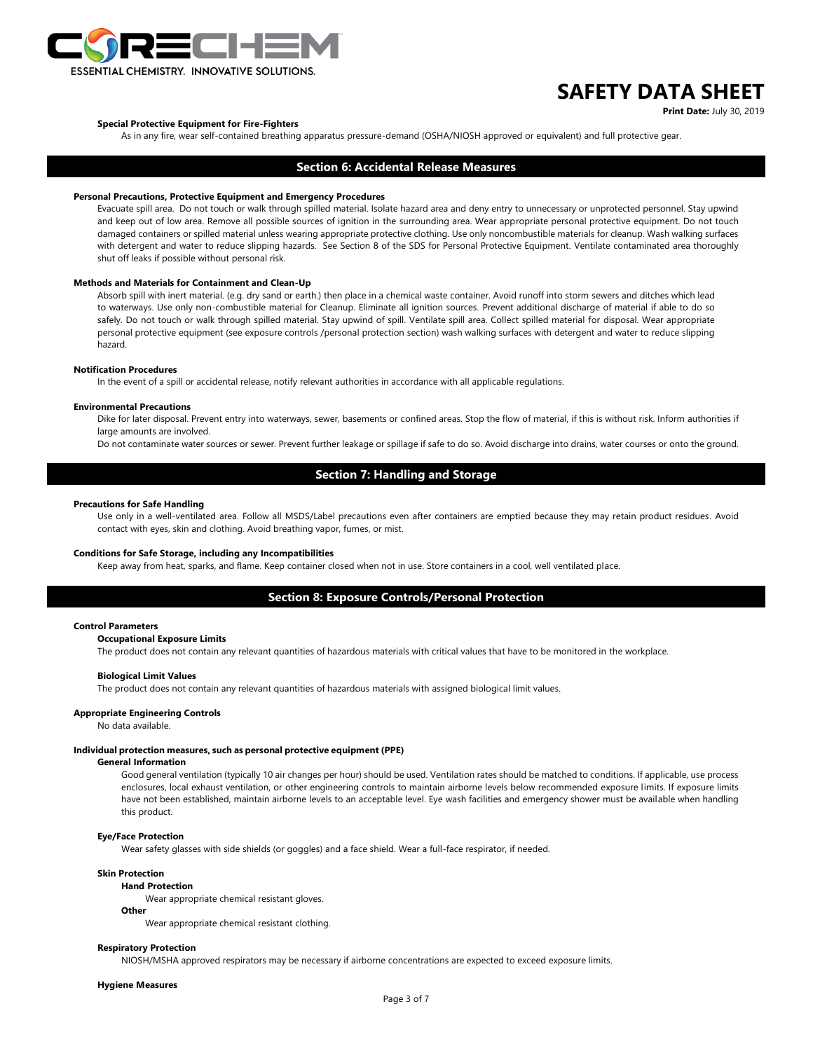**Special Protective Equipment for Fire-Fighters**

As in any fire, wear self-contained breathing apparatus pressure-demand (OSHA/NIOSH approved or equivalent) and full protective gear.

## Section 6: Accidental Release Measures

**Personal Precautions, Protective Equipment and Emergency Procedures**

Evacuate spill area. Do not touch or walk through spilled material. Isolate hazard area and deny entry to unnecessary or unprotected personnel. Stay upwind and keep out of low area. Remove all possible sources of ignition in the surrounding area. Wear appropriate personal protective equipment. Do not touch damaged containers or spilled material unless wearing appropriate protective clothing. Use only noncombustible materials for cleanup. Wash walking surfaces with detergent and water to reduce slipping hazards. See Section 8 of the SDS for Personal Protective Equipment. Ventilate contaminated area thoroughly shut off leaks if possible without personal risk.

**Methods and Materials for Containment and Clean-Up**

Absorb spill with inert material. (e.g. dry sand or earth.) then place in a chemical waste container. Avoid runoff into storm sewers and ditches which lead to waterways. Use only non-combustible material for Cleanup. Eliminate all ignition sources. Prevent additional discharge of material if able to do so safely. Do not touch or walk through spilled material. Stay upwind of spill. Ventilate spill area. Collect spilled material for disposal. Wear appropriate personal protective equipment (see exposure controls /personal protection section) wash walking surfaces with detergent and water to reduce slipping hazard.

**Notification Procedures**

In the event of a spill or accidental release, notify relevant authorities in accordance with all applicable regulations.

**Environmental Precautions**

Dike for later disposal. Prevent entry into waterways, sewer, basements or confined areas. Stop the flow of material, if this is without risk. Inform authorities if large amounts are involved.

Do not contaminate water sources or sewer. Prevent further leakage or spillage if safe to do so. Avoid discharge into drains, water courses or onto the ground.

## Section 7: Handling and Storage

**Precautions for Safe Handling**

Use only in a well-ventilated area. Follow all MSDS/Label precautions even after containers are emptied because they may retain product residues. Avoid contact with eyes, skin and clothing. Avoid breathing vapor, fumes, or mist.

**Conditions for Safe Storage, including any Incompatibilities**

Keep away from heat, sparks, and flame. Keep container closed when not in use. Store containers in a cool, well ventilated place.

## Section 8: Exposure Controls/Personal Protection

**Control Parameters**

**Occupational Exposure Limits**

The product does not contain any relevant quantities of hazardous materials with critical values that have to be monitored in the workplace.

**Biological Limit Values**

The product does not contain any relevant quantities of hazardous materials with assigned biological limit values.

**Appropriate Engineering Controls**

No data available.

**Individual protection measures, such as personal protective equipment (PPE)**

**General Information**

Good general ventilation (typically 10 air changes per hour) should be used. Ventilation rates should be matched to conditions. If applicable, use process enclosures, local exhaust ventilation, or other engineering controls to maintain airborne levels below recommended exposure limits. If exposure limits have not been established, maintain airborne levels to an acceptable level. Eye wash facilities and emergency shower must be available when handling this product.

**Eye/Face Protection**

Wear safety glasses with side shields (or goggles) and a face shield. Wear a full-face respirator, if needed.

**Skin Protection**

**Hand Protection**

Wear appropriate chemical resistant gloves.

**Other**

Wear appropriate chemical resistant clothing.

**Respiratory Protection**

NIOSH/MSHA approved respirators may be necessary if airborne concentrations are expected to exceed exposure limits.

**Hygiene Measures**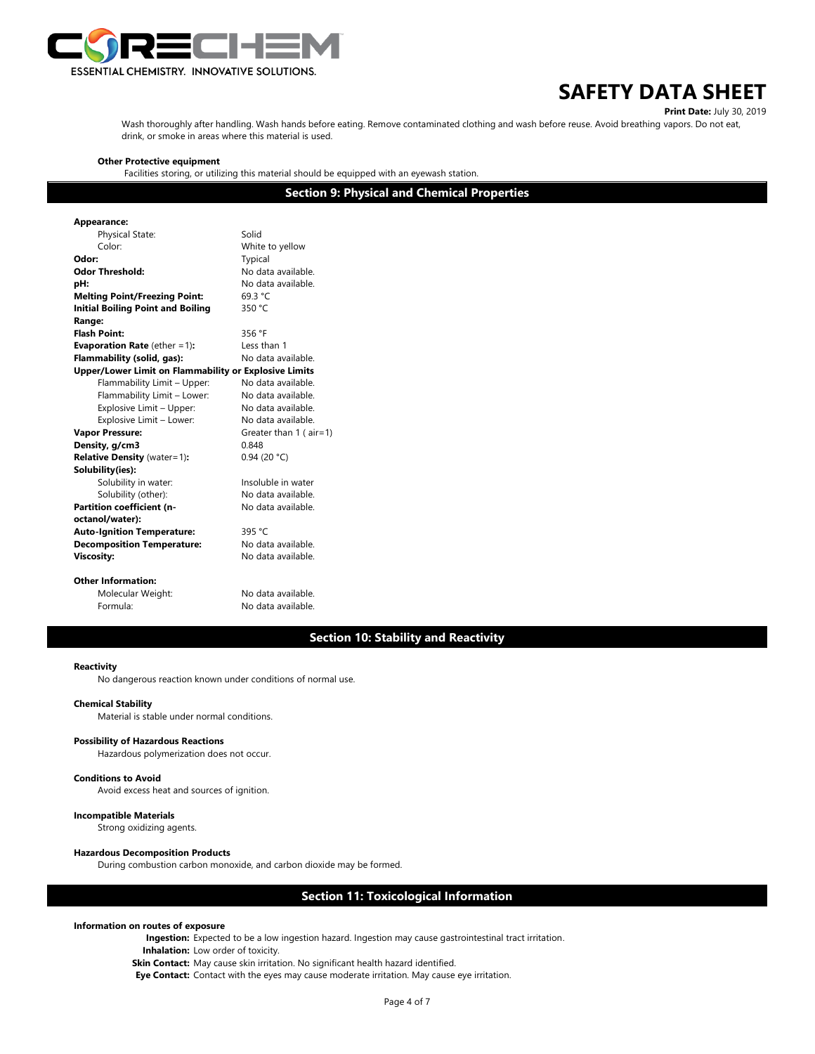Wash thoroughly after handling. Wash hands before eating. Remove contaminated clothing and wash before reuse. Avoid breathing vapors. Do not eat, drink, or smoke in areas where this material is used.

**Other Protective equipment**

Facilities storing, or utilizing this material should be equipped with an eyewash station.

## Section 9: Physical and Chemical Properties

| | |
|---|---|
| **Appearance:** | |
| Physical State: | Solid |
| Color: | White to yellow |
| **Odor:** | Typical |
| **Odor Threshold:** | No data available. |
| **pH:** | No data available. |
| **Melting Point/Freezing Point:** | 69.3 °C |
| **Initial Boiling Point and Boiling Range:** | 350 °C |
| **Flash Point:** | 356 °F |
| **Evaporation Rate** (ether =1)**:** | Less than 1 |
| **Flammability (solid, gas):** | No data available. |
| **Upper/Lower Limit on Flammability or Explosive Limits** | |
| Flammability Limit – Upper: | No data available. |
| Flammability Limit – Lower: | No data available. |
| Explosive Limit – Upper: | No data available. |
| Explosive Limit – Lower: | No data available. |
| **Vapor Pressure:** | Greater than 1 ( air=1) |
| **Density, g/cm3** | 0.848 |
| **Relative Density** (water=1)**:** | 0.94 (20 °C) |
| **Solubility(ies):** | |
| Solubility in water: | Insoluble in water |
| Solubility (other): | No data available. |
| **Partition coefficient (n-octanol/water):** | No data available. |
| **Auto-Ignition Temperature:** | 395 °C |
| **Decomposition Temperature:** | No data available. |
| **Viscosity:** | No data available. |

**Other Information:**

| | |
|---|---|
| Molecular Weight: | No data available. |
| Formula: | No data available. |

## Section 10: Stability and Reactivity

**Reactivity**

No dangerous reaction known under conditions of normal use.

**Chemical Stability**

Material is stable under normal conditions.

**Possibility of Hazardous Reactions**

Hazardous polymerization does not occur.

**Conditions to Avoid**

Avoid excess heat and sources of ignition.

**Incompatible Materials**

Strong oxidizing agents.

**Hazardous Decomposition Products**

During combustion carbon monoxide, and carbon dioxide may be formed.

## Section 11: Toxicological Information

**Information on routes of exposure**

**Ingestion:** Expected to be a low ingestion hazard. Ingestion may cause gastrointestinal tract irritation.

**Inhalation:** Low order of toxicity.

**Skin Contact:** May cause skin irritation. No significant health hazard identified.

**Eye Contact:** Contact with the eyes may cause moderate irritation. May cause eye irritation.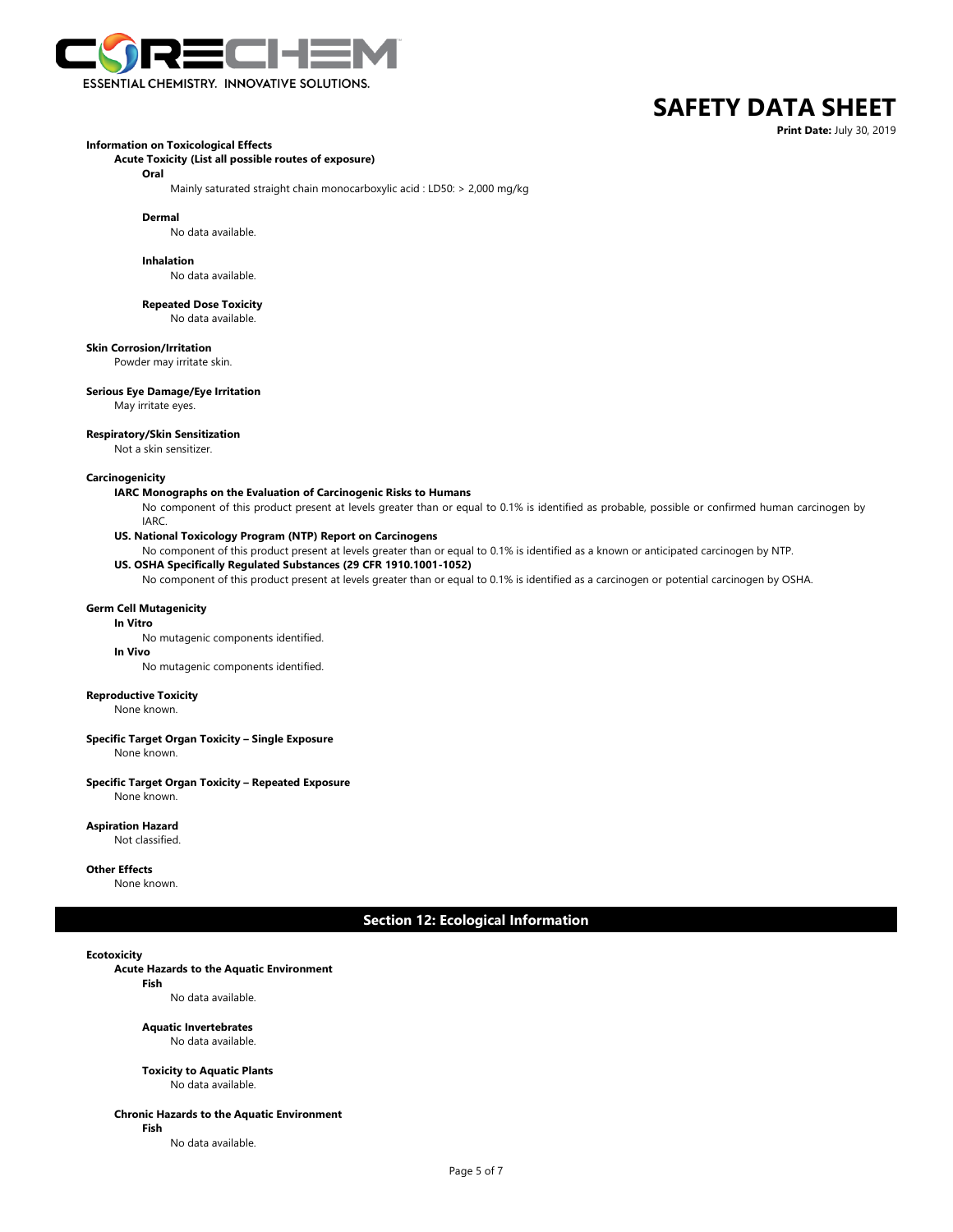**Information on Toxicological Effects**

**Acute Toxicity (List all possible routes of exposure)**

**Oral**

Mainly saturated straight chain monocarboxylic acid : LD50: > 2,000 mg/kg

**Dermal**

No data available.

**Inhalation**

No data available.

**Repeated Dose Toxicity**

No data available.

**Skin Corrosion/Irritation**

Powder may irritate skin.

**Serious Eye Damage/Eye Irritation**

May irritate eyes.

**Respiratory/Skin Sensitization**

Not a skin sensitizer.

**Carcinogenicity**

**IARC Monographs on the Evaluation of Carcinogenic Risks to Humans**

No component of this product present at levels greater than or equal to 0.1% is identified as probable, possible or confirmed human carcinogen by IARC.

**US. National Toxicology Program (NTP) Report on Carcinogens**

No component of this product present at levels greater than or equal to 0.1% is identified as a known or anticipated carcinogen by NTP.

**US. OSHA Specifically Regulated Substances (29 CFR 1910.1001-1052)**

No component of this product present at levels greater than or equal to 0.1% is identified as a carcinogen or potential carcinogen by OSHA.

**Germ Cell Mutagenicity**

**In Vitro**

No mutagenic components identified.

**In Vivo**

No mutagenic components identified.

**Reproductive Toxicity**

None known.

**Specific Target Organ Toxicity – Single Exposure**

None known.

**Specific Target Organ Toxicity – Repeated Exposure**

None known.

**Aspiration Hazard**

Not classified.

**Other Effects**

None known.

## Section 12: Ecological Information

**Ecotoxicity**

**Acute Hazards to the Aquatic Environment**

**Fish**

No data available.

**Aquatic Invertebrates**

No data available.

**Toxicity to Aquatic Plants**

No data available.

**Chronic Hazards to the Aquatic Environment**

**Fish**

No data available.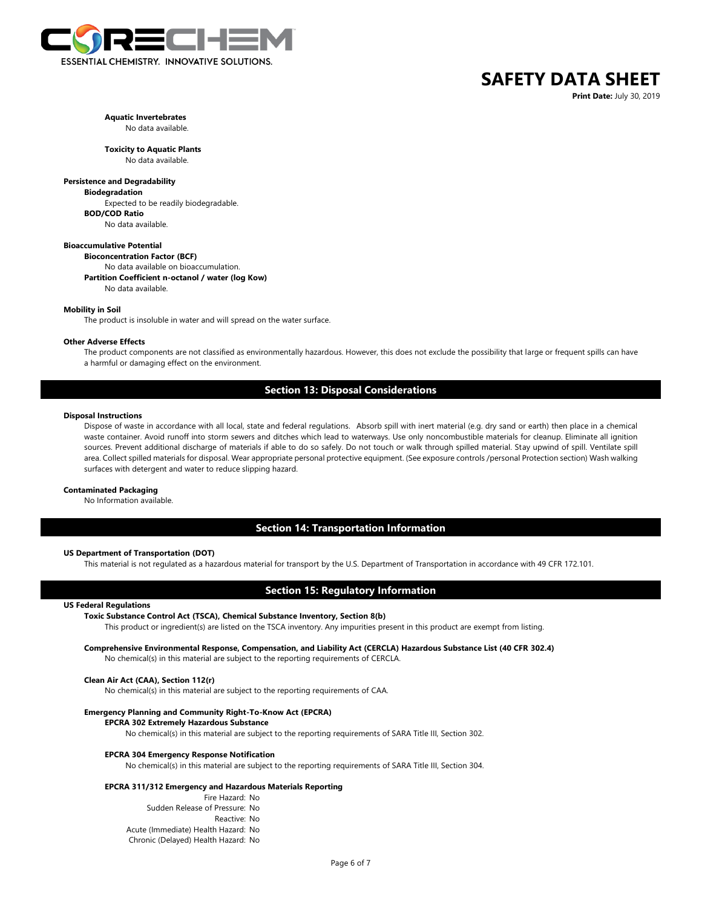**Aquatic Invertebrates**

No data available.

**Toxicity to Aquatic Plants**

No data available.

**Persistence and Degradability**

**Biodegradation**

Expected to be readily biodegradable.

**BOD/COD Ratio**

No data available.

**Bioaccumulative Potential**

**Bioconcentration Factor (BCF)**

No data available on bioaccumulation.

**Partition Coefficient n-octanol / water (log Kow)**

No data available.

**Mobility in Soil**

The product is insoluble in water and will spread on the water surface.

**Other Adverse Effects**

The product components are not classified as environmentally hazardous. However, this does not exclude the possibility that large or frequent spills can have a harmful or damaging effect on the environment.

## Section 13: Disposal Considerations

**Disposal Instructions**

Dispose of waste in accordance with all local, state and federal regulations. Absorb spill with inert material (e.g. dry sand or earth) then place in a chemical waste container. Avoid runoff into storm sewers and ditches which lead to waterways. Use only noncombustible materials for cleanup. Eliminate all ignition sources. Prevent additional discharge of materials if able to do so safely. Do not touch or walk through spilled material. Stay upwind of spill. Ventilate spill area. Collect spilled materials for disposal. Wear appropriate personal protective equipment. (See exposure controls /personal Protection section) Wash walking surfaces with detergent and water to reduce slipping hazard.

**Contaminated Packaging**

No Information available.

## Section 14: Transportation Information

**US Department of Transportation (DOT)**

This material is not regulated as a hazardous material for transport by the U.S. Department of Transportation in accordance with 49 CFR 172.101.

## Section 15: Regulatory Information

**US Federal Regulations**

**Toxic Substance Control Act (TSCA), Chemical Substance Inventory, Section 8(b)**

This product or ingredient(s) are listed on the TSCA inventory. Any impurities present in this product are exempt from listing.

**Comprehensive Environmental Response, Compensation, and Liability Act (CERCLA) Hazardous Substance List (40 CFR 302.4)**

No chemical(s) in this material are subject to the reporting requirements of CERCLA.

**Clean Air Act (CAA), Section 112(r)**

No chemical(s) in this material are subject to the reporting requirements of CAA.

**Emergency Planning and Community Right-To-Know Act (EPCRA)**

**EPCRA 302 Extremely Hazardous Substance**

No chemical(s) in this material are subject to the reporting requirements of SARA Title III, Section 302.

**EPCRA 304 Emergency Response Notification**

No chemical(s) in this material are subject to the reporting requirements of SARA Title III, Section 304.

**EPCRA 311/312 Emergency and Hazardous Materials Reporting**

Fire Hazard: No
Sudden Release of Pressure: No
Reactive: No
Acute (Immediate) Health Hazard: No
Chronic (Delayed) Health Hazard: No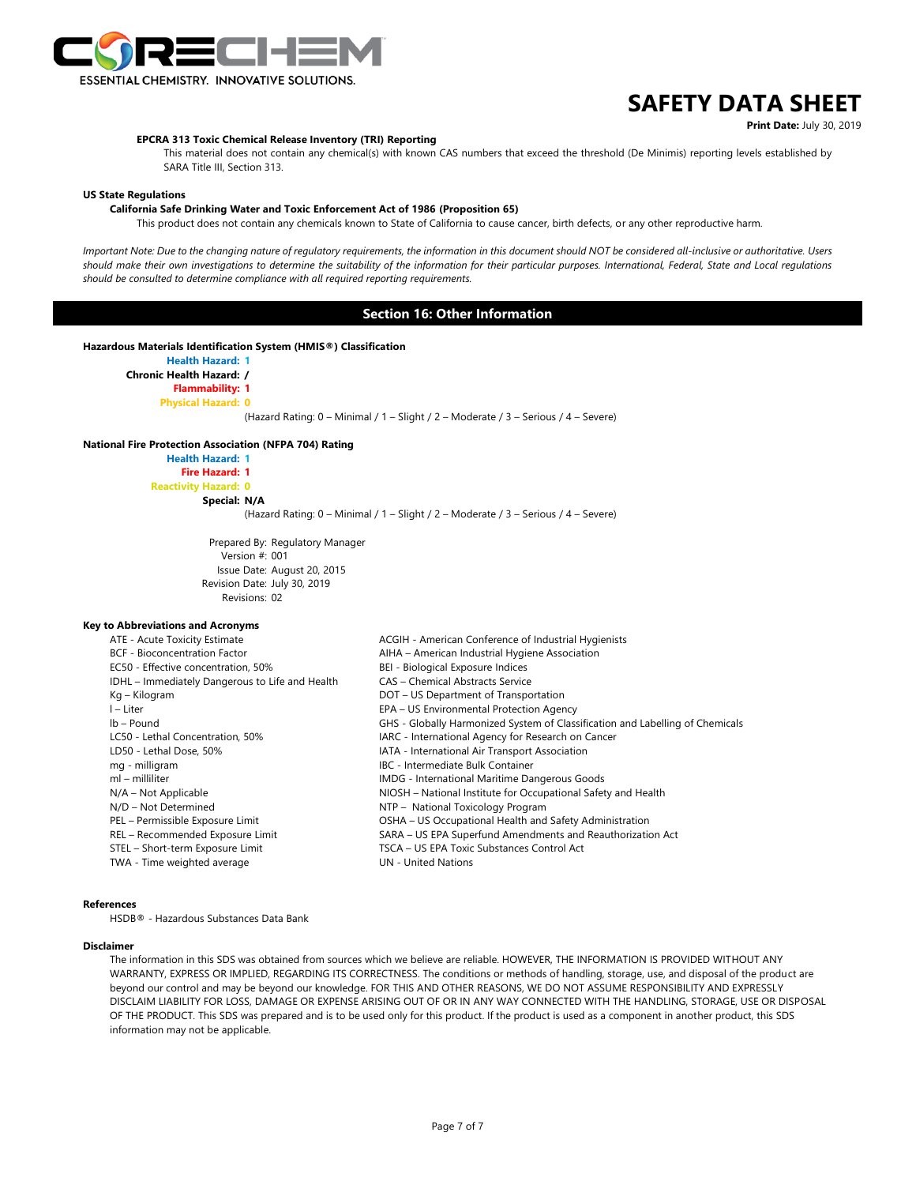**EPCRA 313 Toxic Chemical Release Inventory (TRI) Reporting**

This material does not contain any chemical(s) with known CAS numbers that exceed the threshold (De Minimis) reporting levels established by SARA Title III, Section 313.

**US State Regulations**

**California Safe Drinking Water and Toxic Enforcement Act of 1986 (Proposition 65)**

This product does not contain any chemicals known to State of California to cause cancer, birth defects, or any other reproductive harm.

*Important Note: Due to the changing nature of regulatory requirements, the information in this document should NOT be considered all-inclusive or authoritative. Users should make their own investigations to determine the suitability of the information for their particular purposes. International, Federal, State and Local regulations should be consulted to determine compliance with all required reporting requirements.*

## Section 16: Other Information

**Hazardous Materials Identification System (HMIS®) Classification**

**Health Hazard: 1**
**Chronic Health Hazard: /**
**Flammability: 1**
**Physical Hazard: 0**

(Hazard Rating: 0 – Minimal / 1 – Slight / 2 – Moderate / 3 – Serious / 4 – Severe)

**National Fire Protection Association (NFPA 704) Rating**

**Health Hazard: 1**
**Fire Hazard: 1**
**Reactivity Hazard: 0**
**Special: N/A**

(Hazard Rating: 0 – Minimal / 1 – Slight / 2 – Moderate / 3 – Serious / 4 – Severe)

Prepared By: Regulatory Manager
Version #: 001
Issue Date: August 20, 2015
Revision Date: July 30, 2019
Revisions: 02

**Key to Abbreviations and Acronyms**

ATE - Acute Toxicity Estimate
BCF - Bioconcentration Factor
EC50 - Effective concentration, 50%
IDHL – Immediately Dangerous to Life and Health
Kg – Kilogram
l – Liter
lb – Pound
LC50 - Lethal Concentration, 50%
LD50 - Lethal Dose, 50%
mg - milligram
ml – milliliter
N/A – Not Applicable
N/D – Not Determined
PEL – Permissible Exposure Limit
REL – Recommended Exposure Limit
STEL – Short-term Exposure Limit
TWA - Time weighted average

ACGIH - American Conference of Industrial Hygienists
AIHA – American Industrial Hygiene Association
BEI - Biological Exposure Indices
CAS – Chemical Abstracts Service
DOT – US Department of Transportation
EPA – US Environmental Protection Agency
GHS - Globally Harmonized System of Classification and Labelling of Chemicals
IARC - International Agency for Research on Cancer
IATA - International Air Transport Association
IBC - Intermediate Bulk Container
IMDG - International Maritime Dangerous Goods
NIOSH – National Institute for Occupational Safety and Health
NTP – National Toxicology Program
OSHA – US Occupational Health and Safety Administration
SARA – US EPA Superfund Amendments and Reauthorization Act
TSCA – US EPA Toxic Substances Control Act
UN - United Nations

**References**

HSDB® - Hazardous Substances Data Bank

**Disclaimer**

The information in this SDS was obtained from sources which we believe are reliable. HOWEVER, THE INFORMATION IS PROVIDED WITHOUT ANY WARRANTY, EXPRESS OR IMPLIED, REGARDING ITS CORRECTNESS. The conditions or methods of handling, storage, use, and disposal of the product are beyond our control and may be beyond our knowledge. FOR THIS AND OTHER REASONS, WE DO NOT ASSUME RESPONSIBILITY AND EXPRESSLY DISCLAIM LIABILITY FOR LOSS, DAMAGE OR EXPENSE ARISING OUT OF OR IN ANY WAY CONNECTED WITH THE HANDLING, STORAGE, USE OR DISPOSAL OF THE PRODUCT. This SDS was prepared and is to be used only for this product. If the product is used as a component in another product, this SDS information may not be applicable.